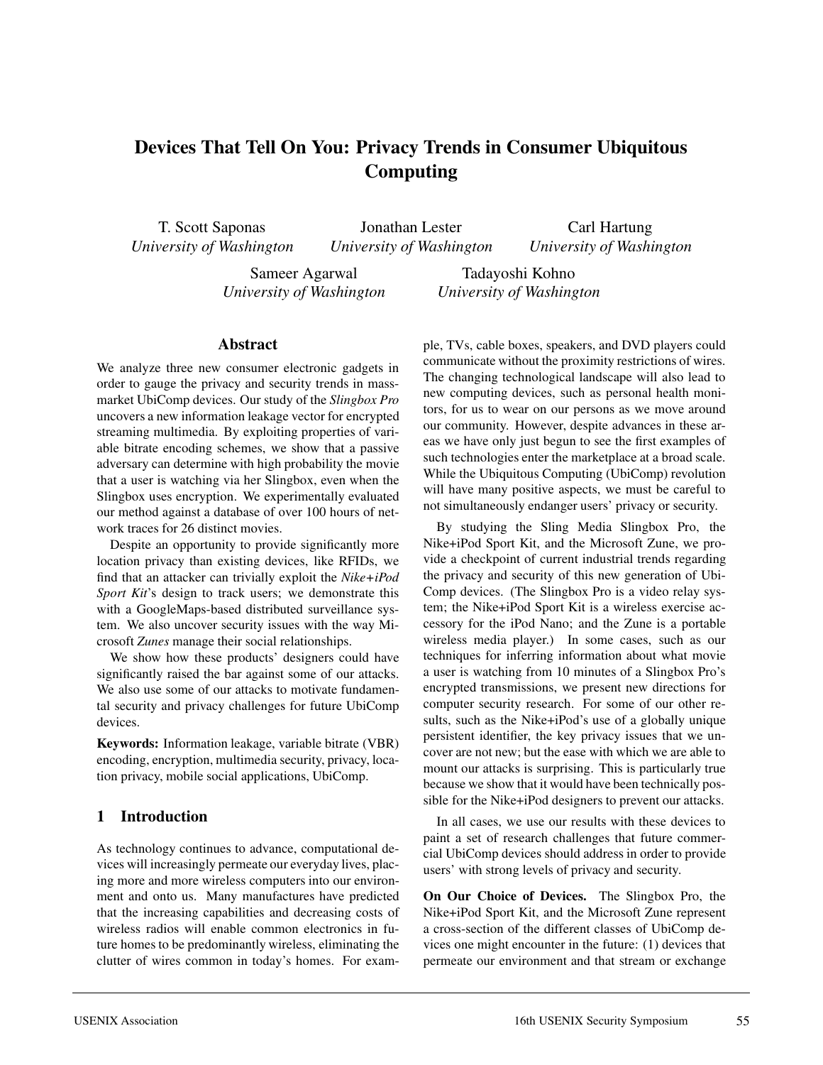# Devices That Tell On You: Privacy Trends in Consumer Ubiquitous Computing

T. Scott Saponas  
*University of Washington*

Jonathan Lester  
*University of Washington*

Carl Hartung  
*University of Washington*

Sameer Agarwal  
*University of Washington*

Tadayoshi Kohno  
*University of Washington*

## Abstract

We analyze three new consumer electronic gadgets in order to gauge the privacy and security trends in mass-market UbiComp devices. Our study of the *Slingbox Pro* uncovers a new information leakage vector for encrypted streaming multimedia. By exploiting properties of variable bitrate encoding schemes, we show that a passive adversary can determine with high probability the movie that a user is watching via her Slingbox, even when the Slingbox uses encryption. We experimentally evaluated our method against a database of over 100 hours of network traces for 26 distinct movies.

Despite an opportunity to provide significantly more location privacy than existing devices, like RFIDs, we find that an attacker can trivially exploit the *Nike+iPod Sport Kit*'s design to track users; we demonstrate this with a GoogleMaps-based distributed surveillance system. We also uncover security issues with the way Microsoft *Zunes* manage their social relationships.

We show how these products' designers could have significantly raised the bar against some of our attacks. We also use some of our attacks to motivate fundamental security and privacy challenges for future UbiComp devices.

**Keywords:** Information leakage, variable bitrate (VBR) encoding, encryption, multimedia security, privacy, location privacy, mobile social applications, UbiComp.

## 1 Introduction

As technology continues to advance, computational devices will increasingly permeate our everyday lives, placing more and more wireless computers into our environment and onto us. Many manufactures have predicted that the increasing capabilities and decreasing costs of wireless radios will enable common electronics in future homes to be predominantly wireless, eliminating the clutter of wires common in today's homes. For example, TVs, cable boxes, speakers, and DVD players could communicate without the proximity restrictions of wires. The changing technological landscape will also lead to new computing devices, such as personal health monitors, for us to wear on our persons as we move around our community. However, despite advances in these areas we have only just begun to see the first examples of such technologies enter the marketplace at a broad scale. While the Ubiquitous Computing (UbiComp) revolution will have many positive aspects, we must be careful to not simultaneously endanger users' privacy or security.

By studying the Sling Media Slingbox Pro, the Nike+iPod Sport Kit, and the Microsoft Zune, we provide a checkpoint of current industrial trends regarding the privacy and security of this new generation of UbiComp devices. (The Slingbox Pro is a video relay system; the Nike+iPod Sport Kit is a wireless exercise accessory for the iPod Nano; and the Zune is a portable wireless media player.) In some cases, such as our techniques for inferring information about what movie a user is watching from 10 minutes of a Slingbox Pro's encrypted transmissions, we present new directions for computer security research. For some of our other results, such as the Nike+iPod's use of a globally unique persistent identifier, the key privacy issues that we uncover are not new; but the ease with which we are able to mount our attacks is surprising. This is particularly true because we show that it would have been technically possible for the Nike+iPod designers to prevent our attacks.

In all cases, we use our results with these devices to paint a set of research challenges that future commercial UbiComp devices should address in order to provide users' with strong levels of privacy and security.

**On Our Choice of Devices.** The Slingbox Pro, the Nike+iPod Sport Kit, and the Microsoft Zune represent a cross-section of the different classes of UbiComp devices one might encounter in the future: (1) devices that permeate our environment and that stream or exchange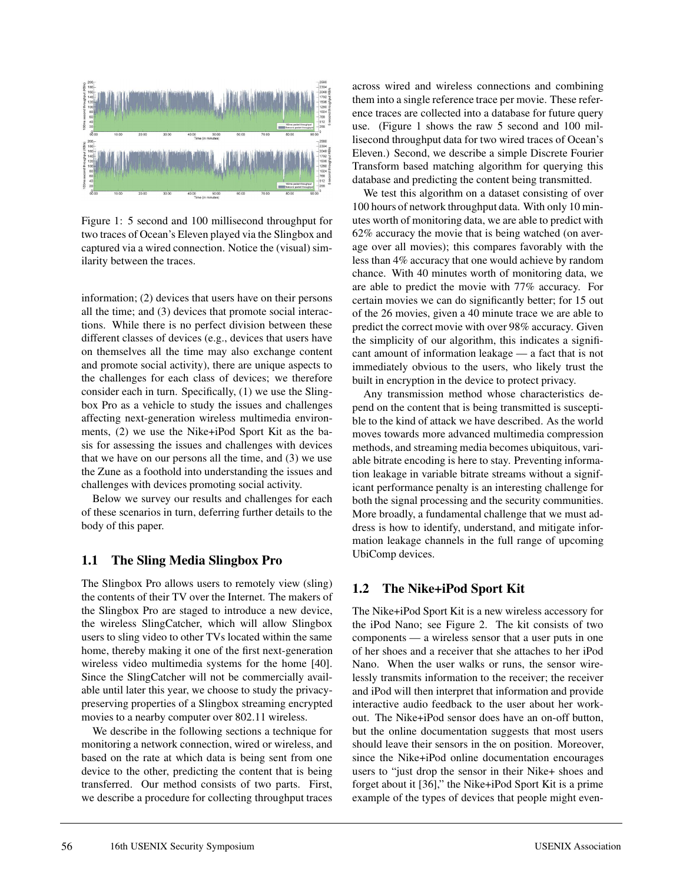Figure 1: 5 second and 100 millisecond throughput for two traces of Ocean's Eleven played via the Slingbox and captured via a wired connection. Notice the (visual) similarity between the traces.

information; (2) devices that users have on their persons all the time; and (3) devices that promote social interactions. While there is no perfect division between these different classes of devices (e.g., devices that users have on themselves all the time may also exchange content and promote social activity), there are unique aspects to the challenges for each class of devices; we therefore consider each in turn. Specifically, (1) we use the Slingbox Pro as a vehicle to study the issues and challenges affecting next-generation wireless multimedia environments, (2) we use the Nike+iPod Sport Kit as the basis for assessing the issues and challenges with devices that we have on our persons all the time, and (3) we use the Zune as a foothold into understanding the issues and challenges with devices promoting social activity.

Below we survey our results and challenges for each of these scenarios in turn, deferring further details to the body of this paper.

## 1.1 The Sling Media Slingbox Pro

The Slingbox Pro allows users to remotely view (sling) the contents of their TV over the Internet. The makers of the Slingbox Pro are staged to introduce a new device, the wireless SlingCatcher, which will allow Slingbox users to sling video to other TVs located within the same home, thereby making it one of the first next-generation wireless video multimedia systems for the home [40]. Since the SlingCatcher will not be commercially available until later this year, we choose to study the privacy-preserving properties of a Slingbox streaming encrypted movies to a nearby computer over 802.11 wireless.

We describe in the following sections a technique for monitoring a network connection, wired or wireless, and based on the rate at which data is being sent from one device to the other, predicting the content that is being transferred. Our method consists of two parts. First, we describe a procedure for collecting throughput traces across wired and wireless connections and combining them into a single reference trace per movie. These reference traces are collected into a database for future query use. (Figure 1 shows the raw 5 second and 100 millisecond throughput data for two wired traces of Ocean's Eleven.) Second, we describe a simple Discrete Fourier Transform based matching algorithm for querying this database and predicting the content being transmitted.

We test this algorithm on a dataset consisting of over 100 hours of network throughput data. With only 10 minutes worth of monitoring data, we are able to predict with 62% accuracy the movie that is being watched (on average over all movies); this compares favorably with the less than 4% accuracy that one would achieve by random chance. With 40 minutes worth of monitoring data, we are able to predict the movie with 77% accuracy. For certain movies we can do significantly better; for 15 out of the 26 movies, given a 40 minute trace we are able to predict the correct movie with over 98% accuracy. Given the simplicity of our algorithm, this indicates a significant amount of information leakage — a fact that is not immediately obvious to the users, who likely trust the built in encryption in the device to protect privacy.

Any transmission method whose characteristics depend on the content that is being transmitted is susceptible to the kind of attack we have described. As the world moves towards more advanced multimedia compression methods, and streaming media becomes ubiquitous, variable bitrate encoding is here to stay. Preventing information leakage in variable bitrate streams without a significant performance penalty is an interesting challenge for both the signal processing and the security communities. More broadly, a fundamental challenge that we must address is how to identify, understand, and mitigate information leakage channels in the full range of upcoming UbiComp devices.

## 1.2 The Nike+iPod Sport Kit

The Nike+iPod Sport Kit is a new wireless accessory for the iPod Nano; see Figure 2. The kit consists of two components — a wireless sensor that a user puts in one of her shoes and a receiver that she attaches to her iPod Nano. When the user walks or runs, the sensor wirelessly transmits information to the receiver; the receiver and iPod will then interpret that information and provide interactive audio feedback to the user about her workout. The Nike+iPod sensor does have an on-off button, but the online documentation suggests that most users should leave their sensors in the on position. Moreover, since the Nike+iPod online documentation encourages users to "just drop the sensor in their Nike+ shoes and forget about it [36]," the Nike+iPod Sport Kit is a prime example of the types of devices that people might even-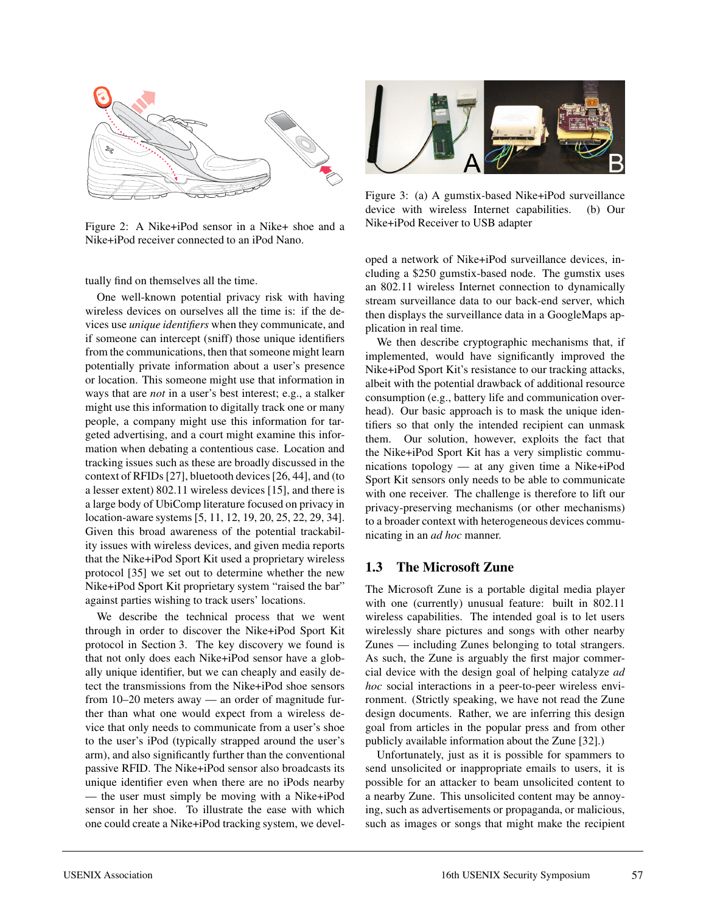Figure 2: A Nike+iPod sensor in a Nike+ shoe and a Nike+iPod receiver connected to an iPod Nano.

tually find on themselves all the time.

One well-known potential privacy risk with having wireless devices on ourselves all the time is: if the devices use *unique identifiers* when they communicate, and if someone can intercept (sniff) those unique identifiers from the communications, then that someone might learn potentially private information about a user's presence or location. This someone might use this information in ways that are *not* in a user's best interest; e.g., a stalker might use this information to digitally track one or many people, a company might use this information for targeted advertising, and a court might examine this information when debating a contentious case. Location and tracking issues such as these are broadly discussed in the context of RFIDs [27], bluetooth devices [26, 44], and (to a lesser extent) 802.11 wireless devices [15], and there is a large body of UbiComp literature focused on privacy in location-aware systems [5, 11, 12, 19, 20, 25, 22, 29, 34]. Given this broad awareness of the potential trackability issues with wireless devices, and given media reports that the Nike+iPod Sport Kit used a proprietary wireless protocol [35] we set out to determine whether the new Nike+iPod Sport Kit proprietary system "raised the bar" against parties wishing to track users' locations.

We describe the technical process that we went through in order to discover the Nike+iPod Sport Kit protocol in Section 3. The key discovery we found is that not only does each Nike+iPod sensor have a globally unique identifier, but we can cheaply and easily detect the transmissions from the Nike+iPod shoe sensors from 10–20 meters away — an order of magnitude further than what one would expect from a wireless device that only needs to communicate from a user's shoe to the user's iPod (typically strapped around the user's arm), and also significantly further than the conventional passive RFID. The Nike+iPod sensor also broadcasts its unique identifier even when there are no iPods nearby — the user must simply be moving with a Nike+iPod sensor in her shoe. To illustrate the ease with which one could create a Nike+iPod tracking system, we developed a network of Nike+iPod surveillance devices, including a $250 gumstix-based node. The gumstix uses an 802.11 wireless Internet connection to dynamically stream surveillance data to our back-end server, which then displays the surveillance data in a GoogleMaps application in real time.

Figure 3: (a) A gumstix-based Nike+iPod surveillance device with wireless Internet capabilities. (b) Our Nike+iPod Receiver to USB adapter

We then describe cryptographic mechanisms that, if implemented, would have significantly improved the Nike+iPod Sport Kit's resistance to our tracking attacks, albeit with the potential drawback of additional resource consumption (e.g., battery life and communication overhead). Our basic approach is to mask the unique identifiers so that only the intended recipient can unmask them. Our solution, however, exploits the fact that the Nike+iPod Sport Kit has a very simplistic communications topology — at any given time a Nike+iPod Sport Kit sensors only needs to be able to communicate with one receiver. The challenge is therefore to lift our privacy-preserving mechanisms (or other mechanisms) to a broader context with heterogeneous devices communicating in an *ad hoc* manner.

## 1.3 The Microsoft Zune

The Microsoft Zune is a portable digital media player with one (currently) unusual feature: built in 802.11 wireless capabilities. The intended goal is to let users wirelessly share pictures and songs with other nearby Zunes — including Zunes belonging to total strangers. As such, the Zune is arguably the first major commercial device with the design goal of helping catalyze *ad hoc* social interactions in a peer-to-peer wireless environment. (Strictly speaking, we have not read the Zune design documents. Rather, we are inferring this design goal from articles in the popular press and from other publicly available information about the Zune [32].)

Unfortunately, just as it is possible for spammers to send unsolicited or inappropriate emails to users, it is possible for an attacker to beam unsolicited content to a nearby Zune. This unsolicited content may be annoying, such as advertisements or propaganda, or malicious, such as images or songs that might make the recipient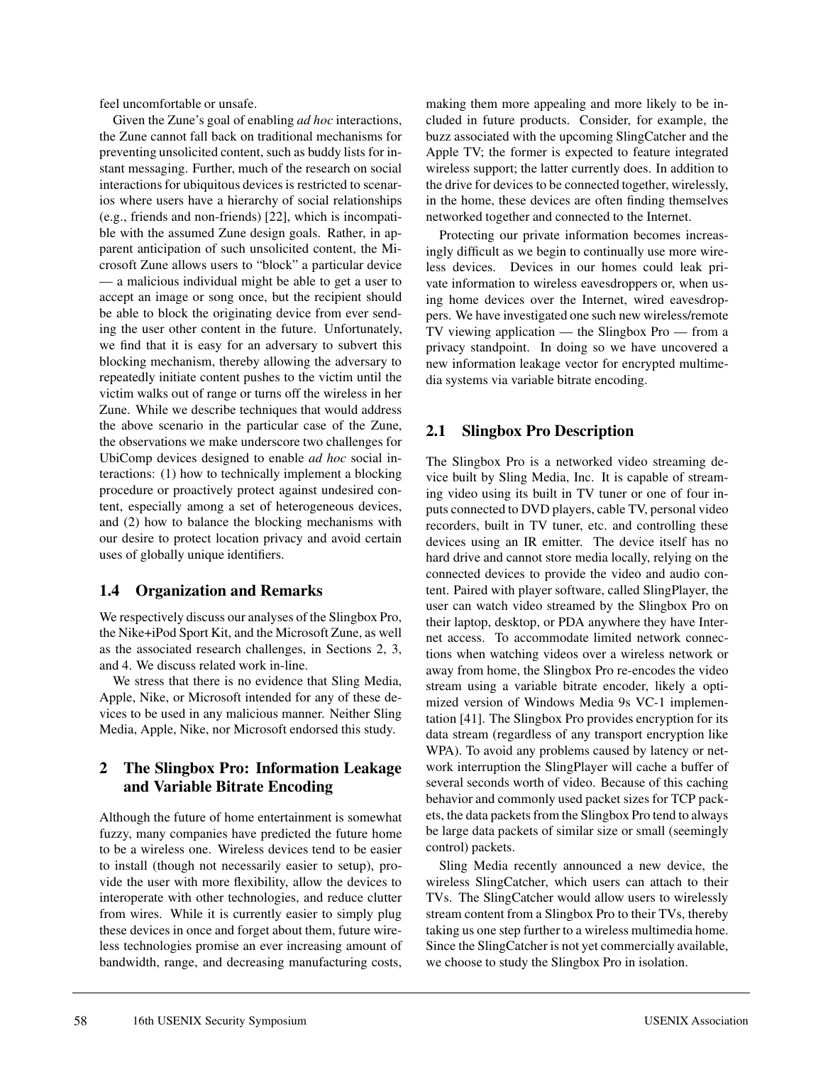feel uncomfortable or unsafe.

Given the Zune's goal of enabling *ad hoc* interactions, the Zune cannot fall back on traditional mechanisms for preventing unsolicited content, such as buddy lists for instant messaging. Further, much of the research on social interactions for ubiquitous devices is restricted to scenarios where users have a hierarchy of social relationships (e.g., friends and non-friends) [22], which is incompatible with the assumed Zune design goals. Rather, in apparent anticipation of such unsolicited content, the Microsoft Zune allows users to "block" a particular device — a malicious individual might be able to get a user to accept an image or song once, but the recipient should be able to block the originating device from ever sending the user other content in the future. Unfortunately, we find that it is easy for an adversary to subvert this blocking mechanism, thereby allowing the adversary to repeatedly initiate content pushes to the victim until the victim walks out of range or turns off the wireless in her Zune. While we describe techniques that would address the above scenario in the particular case of the Zune, the observations we make underscore two challenges for UbiComp devices designed to enable *ad hoc* social interactions: (1) how to technically implement a blocking procedure or proactively protect against undesired content, especially among a set of heterogeneous devices, and (2) how to balance the blocking mechanisms with our desire to protect location privacy and avoid certain uses of globally unique identifiers.

### 1.4 Organization and Remarks

We respectively discuss our analyses of the Slingbox Pro, the Nike+iPod Sport Kit, and the Microsoft Zune, as well as the associated research challenges, in Sections 2, 3, and 4. We discuss related work in-line.

We stress that there is no evidence that Sling Media, Apple, Nike, or Microsoft intended for any of these devices to be used in any malicious manner. Neither Sling Media, Apple, Nike, nor Microsoft endorsed this study.

## 2 The Slingbox Pro: Information Leakage and Variable Bitrate Encoding

Although the future of home entertainment is somewhat fuzzy, many companies have predicted the future home to be a wireless one. Wireless devices tend to be easier to install (though not necessarily easier to setup), provide the user with more flexibility, allow the devices to interoperate with other technologies, and reduce clutter from wires. While it is currently easier to simply plug these devices in once and forget about them, future wireless technologies promise an ever increasing amount of bandwidth, range, and decreasing manufacturing costs, making them more appealing and more likely to be included in future products. Consider, for example, the buzz associated with the upcoming SlingCatcher and the Apple TV; the former is expected to feature integrated wireless support; the latter currently does. In addition to the drive for devices to be connected together, wirelessly, in the home, these devices are often finding themselves networked together and connected to the Internet.

Protecting our private information becomes increasingly difficult as we begin to continually use more wireless devices. Devices in our homes could leak private information to wireless eavesdroppers or, when using home devices over the Internet, wired eavesdroppers. We have investigated one such new wireless/remote TV viewing application — the Slingbox Pro — from a privacy standpoint. In doing so we have uncovered a new information leakage vector for encrypted multimedia systems via variable bitrate encoding.

### 2.1 Slingbox Pro Description

The Slingbox Pro is a networked video streaming device built by Sling Media, Inc. It is capable of streaming video using its built in TV tuner or one of four inputs connected to DVD players, cable TV, personal video recorders, built in TV tuner, etc. and controlling these devices using an IR emitter. The device itself has no hard drive and cannot store media locally, relying on the connected devices to provide the video and audio content. Paired with player software, called SlingPlayer, the user can watch video streamed by the Slingbox Pro on their laptop, desktop, or PDA anywhere they have Internet access. To accommodate limited network connections when watching videos over a wireless network or away from home, the Slingbox Pro re-encodes the video stream using a variable bitrate encoder, likely a optimized version of Windows Media 9s VC-1 implementation [41]. The Slingbox Pro provides encryption for its data stream (regardless of any transport encryption like WPA). To avoid any problems caused by latency or network interruption the SlingPlayer will cache a buffer of several seconds worth of video. Because of this caching behavior and commonly used packet sizes for TCP packets, the data packets from the Slingbox Pro tend to always be large data packets of similar size or small (seemingly control) packets.

Sling Media recently announced a new device, the wireless SlingCatcher, which users can attach to their TVs. The SlingCatcher would allow users to wirelessly stream content from a Slingbox Pro to their TVs, thereby taking us one step further to a wireless multimedia home. Since the SlingCatcher is not yet commercially available, we choose to study the Slingbox Pro in isolation.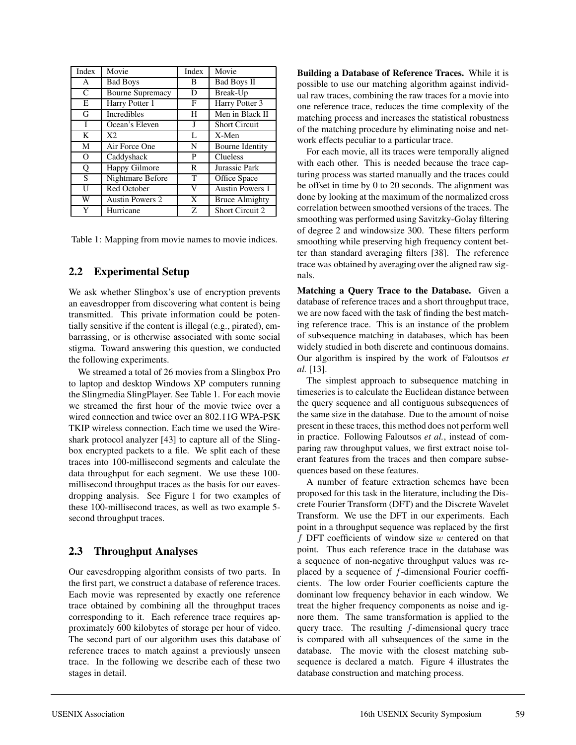| Index | Movie | Index | Movie |
|---|---|---|---|
| A | Bad Boys | B | Bad Boys II |
| C | Bourne Supremacy | D | Break-Up |
| E | Harry Potter 1 | F | Harry Potter 3 |
| G | Incredibles | H | Men in Black II |
| I | Ocean's Eleven | J | Short Circuit |
| K | X2 | L | X-Men |
| M | Air Force One | N | Bourne Identity |
| O | Caddyshack | P | Clueless |
| Q | Happy Gilmore | R | Jurassic Park |
| S | Nightmare Before | T | Office Space |
| U | Red October | V | Austin Powers 1 |
| W | Austin Powers 2 | X | Bruce Almighty |
| Y | Hurricane | Z | Short Circuit 2 |

Table 1: Mapping from movie names to movie indices.

## 2.2 Experimental Setup

We ask whether Slingbox's use of encryption prevents an eavesdropper from discovering what content is being transmitted. This private information could be potentially sensitive if the content is illegal (e.g., pirated), embarrassing, or is otherwise associated with some social stigma. Toward answering this question, we conducted the following experiments.

We streamed a total of 26 movies from a Slingbox Pro to laptop and desktop Windows XP computers running the Slingmedia SlingPlayer. See Table 1. For each movie we streamed the first hour of the movie twice over a wired connection and twice over an 802.11G WPA-PSK TKIP wireless connection. Each time we used the Wireshark protocol analyzer [43] to capture all of the Slingbox encrypted packets to a file. We split each of these traces into 100-millisecond segments and calculate the data throughput for each segment. We use these 100-millisecond throughput traces as the basis for our eavesdropping analysis. See Figure 1 for two examples of these 100-millisecond traces, as well as two example 5-second throughput traces.

## 2.3 Throughput Analyses

Our eavesdropping algorithm consists of two parts. In the first part, we construct a database of reference traces. Each movie was represented by exactly one reference trace obtained by combining all the throughput traces corresponding to it. Each reference trace requires approximately 600 kilobytes of storage per hour of video. The second part of our algorithm uses this database of reference traces to match against a previously unseen trace. In the following we describe each of these two stages in detail.

**Building a Database of Reference Traces.** While it is possible to use our matching algorithm against individual raw traces, combining the raw traces for a movie into one reference trace, reduces the time complexity of the matching process and increases the statistical robustness of the matching procedure by eliminating noise and network effects peculiar to a particular trace.

For each movie, all its traces were temporally aligned with each other. This is needed because the trace capturing process was started manually and the traces could be offset in time by 0 to 20 seconds. The alignment was done by looking at the maximum of the normalized cross correlation between smoothed versions of the traces. The smoothing was performed using Savitzky-Golay filtering of degree 2 and windowsize 300. These filters perform smoothing while preserving high frequency content better than standard averaging filters [38]. The reference trace was obtained by averaging over the aligned raw signals.

**Matching a Query Trace to the Database.** Given a database of reference traces and a short throughput trace, we are now faced with the task of finding the best matching reference trace. This is an instance of the problem of subsequence matching in databases, which has been widely studied in both discrete and continuous domains. Our algorithm is inspired by the work of Faloutsos *et al.* [13].

The simplest approach to subsequence matching in timeseries is to calculate the Euclidean distance between the query sequence and all contiguous subsequences of the same size in the database. Due to the amount of noise present in these traces, this method does not perform well in practice. Following Faloutsos *et al.*, instead of comparing raw throughput values, we first extract noise tolerant features from the traces and then compare subsequences based on these features.

A number of feature extraction schemes have been proposed for this task in the literature, including the Discrete Fourier Transform (DFT) and the Discrete Wavelet Transform. We use the DFT in our experiments. Each point in a throughput sequence was replaced by the first $f$ DFT coefficients of window size $w$ centered on that point. Thus each reference trace in the database was a sequence of non-negative throughput values was replaced by a sequence of $f$-dimensional Fourier coefficients. The low order Fourier coefficients capture the dominant low frequency behavior in each window. We treat the higher frequency components as noise and ignore them. The same transformation is applied to the query trace. The resulting $f$-dimensional query trace is compared with all subsequences of the same in the database. The movie with the closest matching subsequence is declared a match. Figure 4 illustrates the database construction and matching process.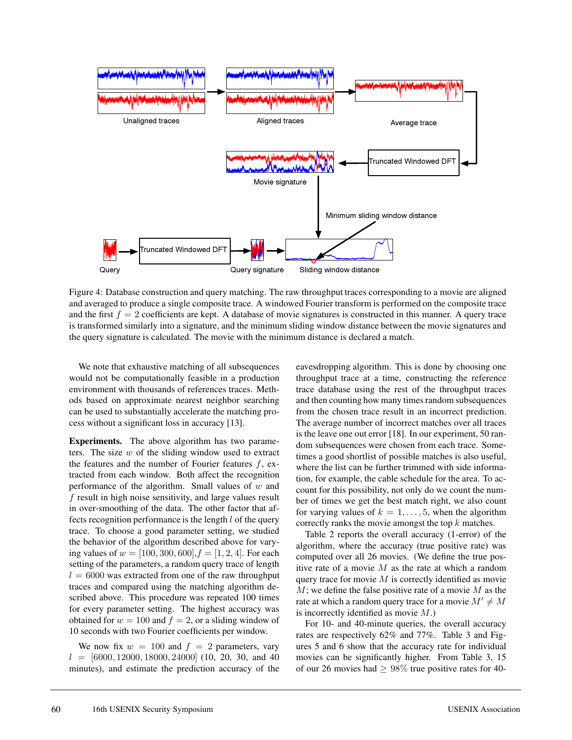Figure 4: Database construction and query matching. The raw throughput traces corresponding to a movie are aligned and averaged to produce a single composite trace. A windowed Fourier transform is performed on the composite trace and the first $f = 2$ coefficients are kept. A database of movie signatures is constructed in this manner. A query trace is transformed similarly into a signature, and the minimum sliding window distance between the movie signatures and the query signature is calculated. The movie with the minimum distance is declared a match.

We note that exhaustive matching of all subsequences would not be computationally feasible in a production environment with thousands of references traces. Methods based on approximate nearest neighbor searching can be used to substantially accelerate the matching process without a significant loss in accuracy [13].

**Experiments.** The above algorithm has two parameters. The size $w$ of the sliding window used to extract the features and the number of Fourier features $f$, extracted from each window. Both affect the recognition performance of the algorithm. Small values of $w$ and $f$ result in high noise sensitivity, and large values result in over-smoothing of the data. The other factor that affects recognition performance is the length $l$ of the query trace. To choose a good parameter setting, we studied the behavior of the algorithm described above for varying values of $w = [100, 300, 600]$, $f = [1, 2, 4]$. For each setting of the parameters, a random query trace of length $l = 6000$ was extracted from one of the raw throughput traces and compared using the matching algorithm described above. This procedure was repeated 100 times for every parameter setting. The highest accuracy was obtained for $w = 100$ and $f = 2$, or a sliding window of 10 seconds with two Fourier coefficients per window.

We now fix $w = 100$ and $f = 2$ parameters, vary $l = [6000, 12000, 18000, 24000]$ (10, 20, 30, and 40 minutes), and estimate the prediction accuracy of the eavesdropping algorithm. This is done by choosing one throughput trace at a time, constructing the reference trace database using the rest of the throughput traces and then counting how many times random subsequences from the chosen trace result in an incorrect prediction. The average number of incorrect matches over all traces is the leave one out error [18]. In our experiment, 50 random subsequences were chosen from each trace. Sometimes a good shortlist of possible matches is also useful, where the list can be further trimmed with side information, for example, the cable schedule for the area. To account for this possibility, not only do we count the number of times we get the best match right, we also count for varying values of $k = 1, \ldots, 5$, when the algorithm correctly ranks the movie amongst the top $k$ matches.

Table 2 reports the overall accuracy (1-error) of the algorithm, where the accuracy (true positive rate) was computed over all 26 movies. (We define the true positive rate of a movie $M$ as the rate at which a random query trace for movie $M$ is correctly identified as movie $M$; we define the false positive rate of a movie $M$ as the rate at which a random query trace for a movie $M' \neq M$ is incorrectly identified as movie $M$.)

For 10- and 40-minute queries, the overall accuracy rates are respectively 62% and 77%. Table 3 and Figures 5 and 6 show that the accuracy rate for individual movies can be significantly higher. From Table 3, 15 of our 26 movies had $\geq 98\%$ true positive rates for 40-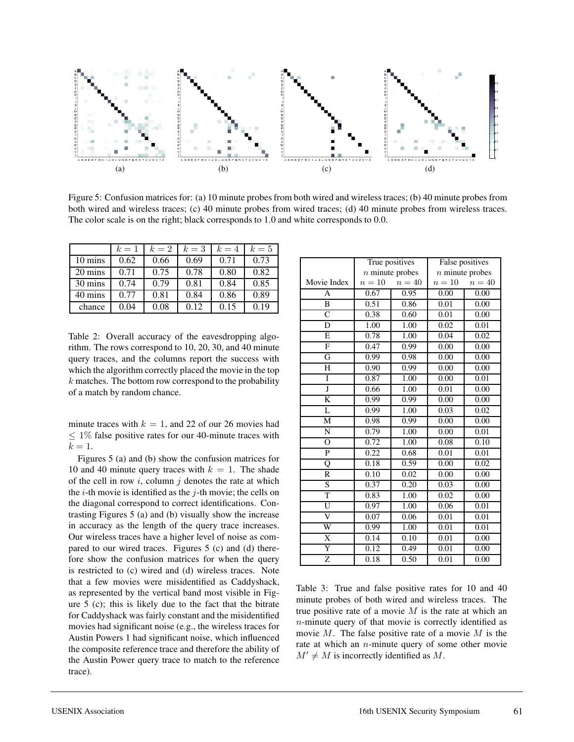Figure 5: Confusion matrices for: (a) 10 minute probes from both wired and wireless traces; (b) 40 minute probes from both wired and wireless traces; (c) 40 minute probes from wired traces; (d) 40 minute probes from wireless traces. The color scale is on the right; black corresponds to 1.0 and white corresponds to 0.0.

|  | $k = 1$ | $k = 2$ | $k = 3$ | $k = 4$ | $k = 5$ |
|---|---|---|---|---|---|
| 10 mins | 0.62 | 0.66 | 0.69 | 0.71 | 0.73 |
| 20 mins | 0.71 | 0.75 | 0.78 | 0.80 | 0.82 |
| 30 mins | 0.74 | 0.79 | 0.81 | 0.84 | 0.85 |
| 40 mins | 0.77 | 0.81 | 0.84 | 0.86 | 0.89 |
| chance | 0.04 | 0.08 | 0.12 | 0.15 | 0.19 |

Table 2: Overall accuracy of the eavesdropping algorithm. The rows correspond to 10, 20, 30, and 40 minute query traces, and the columns report the success with which the algorithm correctly placed the movie in the top $k$ matches. The bottom row correspond to the probability of a match by random chance.

minute traces with $k = 1$, and 22 of our 26 movies had $\leq 1\%$ false positive rates for our 40-minute traces with $k = 1$.

Figures 5 (a) and (b) show the confusion matrices for 10 and 40 minute query traces with $k = 1$. The shade of the cell in row $i$, column $j$ denotes the rate at which the $i$-th movie is identified as the $j$-th movie; the cells on the diagonal correspond to correct identifications. Contrasting Figures 5 (a) and (b) visually show the increase in accuracy as the length of the query trace increases. Our wireless traces have a higher level of noise as compared to our wired traces. Figures 5 (c) and (d) therefore show the confusion matrices for when the query is restricted to (c) wired and (d) wireless traces. Note that a few movies were misidentified as Caddyshack, as represented by the vertical band most visible in Figure 5 (c); this is likely due to the fact that the bitrate for Caddyshack was fairly constant and the misidentified movies had significant noise (e.g., the wireless traces for Austin Powers 1 had significant noise, which influenced the composite reference trace and therefore the ability of the Austin Power query trace to match to the reference trace).

|  | True positives | | False positives | |
|---|---|---|---|---|
|  | $n$ minute probes | | $n$ minute probes | |
| Movie Index | $n = 10$ | $n = 40$ | $n = 10$ | $n = 40$ |
| A | 0.67 | 0.95 | 0.00 | 0.00 |
| B | 0.51 | 0.86 | 0.01 | 0.00 |
| C | 0.38 | 0.60 | 0.01 | 0.00 |
| D | 1.00 | 1.00 | 0.02 | 0.01 |
| E | 0.78 | 1.00 | 0.04 | 0.02 |
| F | 0.47 | 0.99 | 0.00 | 0.00 |
| G | 0.99 | 0.98 | 0.00 | 0.00 |
| H | 0.90 | 0.99 | 0.00 | 0.00 |
| I | 0.87 | 1.00 | 0.00 | 0.01 |
| J | 0.66 | 1.00 | 0.01 | 0.00 |
| K | 0.99 | 0.99 | 0.00 | 0.00 |
| L | 0.99 | 1.00 | 0.03 | 0.02 |
| M | 0.98 | 0.99 | 0.00 | 0.00 |
| N | 0.79 | 1.00 | 0.00 | 0.01 |
| O | 0.72 | 1.00 | 0.08 | 0.10 |
| P | 0.22 | 0.68 | 0.01 | 0.01 |
| Q | 0.18 | 0.59 | 0.00 | 0.02 |
| R | 0.10 | 0.02 | 0.00 | 0.00 |
| S | 0.37 | 0.20 | 0.03 | 0.00 |
| T | 0.83 | 1.00 | 0.02 | 0.00 |
| U | 0.97 | 1.00 | 0.06 | 0.01 |
| V | 0.07 | 0.06 | 0.01 | 0.01 |
| W | 0.99 | 1.00 | 0.01 | 0.01 |
| X | 0.14 | 0.10 | 0.01 | 0.00 |
| Y | 0.12 | 0.49 | 0.01 | 0.00 |
| Z | 0.18 | 0.50 | 0.01 | 0.00 |

Table 3: True and false positive rates for 10 and 40 minute probes of both wired and wireless traces. The true positive rate of a movie $M$ is the rate at which an $n$-minute query of that movie is correctly identified as movie $M$. The false positive rate of a movie $M$ is the rate at which an $n$-minute query of some other movie $M' \neq M$ is incorrectly identified as $M$.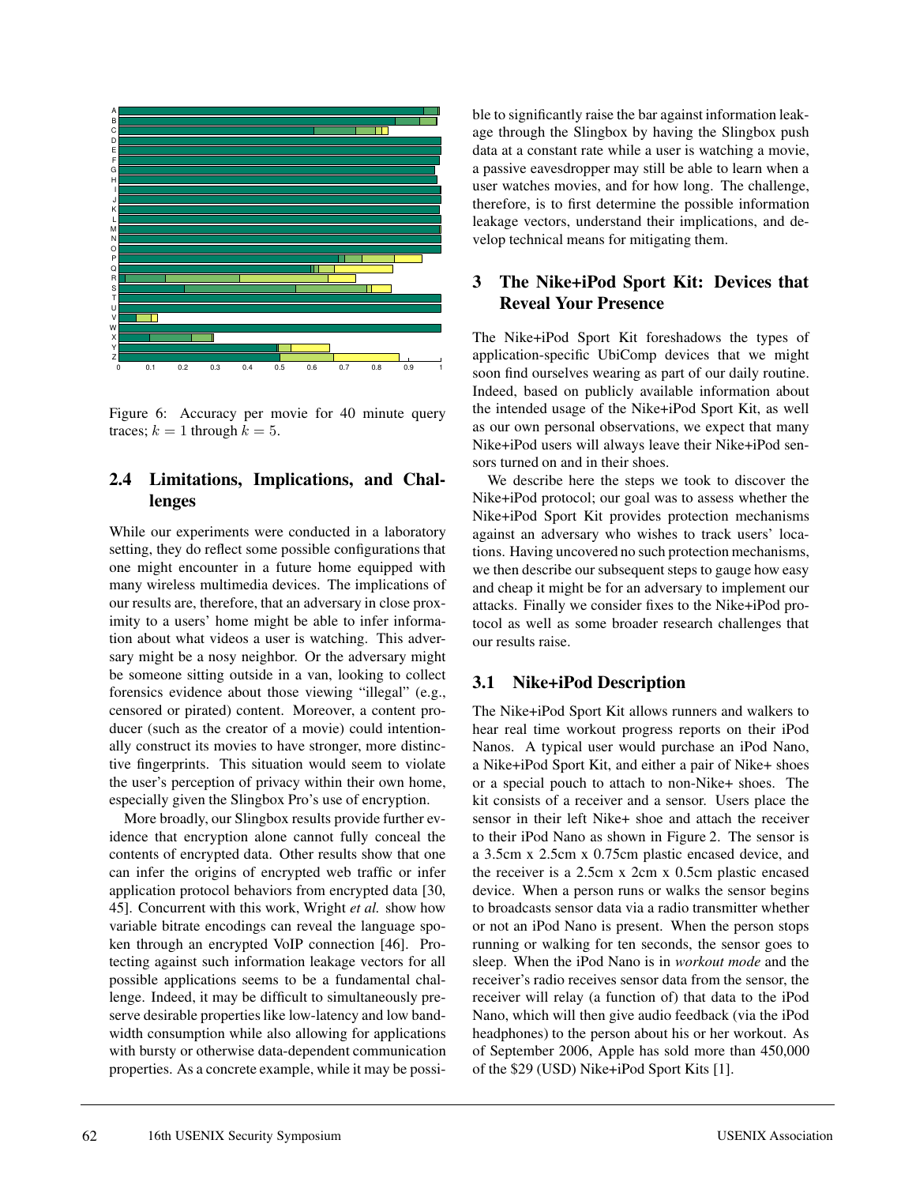Figure 6: Accuracy per movie for 40 minute query traces; $k = 1$ through $k = 5$.

### 2.4 Limitations, Implications, and Challenges

While our experiments were conducted in a laboratory setting, they do reflect some possible configurations that one might encounter in a future home equipped with many wireless multimedia devices. The implications of our results are, therefore, that an adversary in close proximity to a users' home might be able to infer information about what videos a user is watching. This adversary might be a nosy neighbor. Or the adversary might be someone sitting outside in a van, looking to collect forensics evidence about those viewing "illegal" (e.g., censored or pirated) content. Moreover, a content producer (such as the creator of a movie) could intentionally construct its movies to have stronger, more distinctive fingerprints. This situation would seem to violate the user's perception of privacy within their own home, especially given the Slingbox Pro's use of encryption.

More broadly, our Slingbox results provide further evidence that encryption alone cannot fully conceal the contents of encrypted data. Other results show that one can infer the origins of encrypted web traffic or infer application protocol behaviors from encrypted data [30, 45]. Concurrent with this work, Wright *et al.* show how variable bitrate encodings can reveal the language spoken through an encrypted VoIP connection [46]. Protecting against such information leakage vectors for all possible applications seems to be a fundamental challenge. Indeed, it may be difficult to simultaneously preserve desirable properties like low-latency and low bandwidth consumption while also allowing for applications with bursty or otherwise data-dependent communication properties. As a concrete example, while it may be possible to significantly raise the bar against information leakage through the Slingbox by having the Slingbox push data at a constant rate while a user is watching a movie, a passive eavesdropper may still be able to learn when a user watches movies, and for how long. The challenge, therefore, is to first determine the possible information leakage vectors, understand their implications, and develop technical means for mitigating them.

## 3 The Nike+iPod Sport Kit: Devices that Reveal Your Presence

The Nike+iPod Sport Kit foreshadows the types of application-specific UbiComp devices that we might soon find ourselves wearing as part of our daily routine. Indeed, based on publicly available information about the intended usage of the Nike+iPod Sport Kit, as well as our own personal observations, we expect that many Nike+iPod users will always leave their Nike+iPod sensors turned on and in their shoes.

We describe here the steps we took to discover the Nike+iPod protocol; our goal was to assess whether the Nike+iPod Sport Kit provides protection mechanisms against an adversary who wishes to track users' locations. Having uncovered no such protection mechanisms, we then describe our subsequent steps to gauge how easy and cheap it might be for an adversary to implement our attacks. Finally we consider fixes to the Nike+iPod protocol as well as some broader research challenges that our results raise.

### 3.1 Nike+iPod Description

The Nike+iPod Sport Kit allows runners and walkers to hear real time workout progress reports on their iPod Nanos. A typical user would purchase an iPod Nano, a Nike+iPod Sport Kit, and either a pair of Nike+ shoes or a special pouch to attach to non-Nike+ shoes. The kit consists of a receiver and a sensor. Users place the sensor in their left Nike+ shoe and attach the receiver to their iPod Nano as shown in Figure 2. The sensor is a 3.5cm x 2.5cm x 0.75cm plastic encased device, and the receiver is a 2.5cm x 2cm x 0.5cm plastic encased device. When a person runs or walks the sensor begins to broadcasts sensor data via a radio transmitter whether or not an iPod Nano is present. When the person stops running or walking for ten seconds, the sensor goes to sleep. When the iPod Nano is in *workout mode* and the receiver's radio receives sensor data from the sensor, the receiver will relay (a function of) that data to the iPod Nano, which will then give audio feedback (via the iPod headphones) to the person about his or her workout. As of September 2006, Apple has sold more than 450,000 of the $29 (USD) Nike+iPod Sport Kits [1].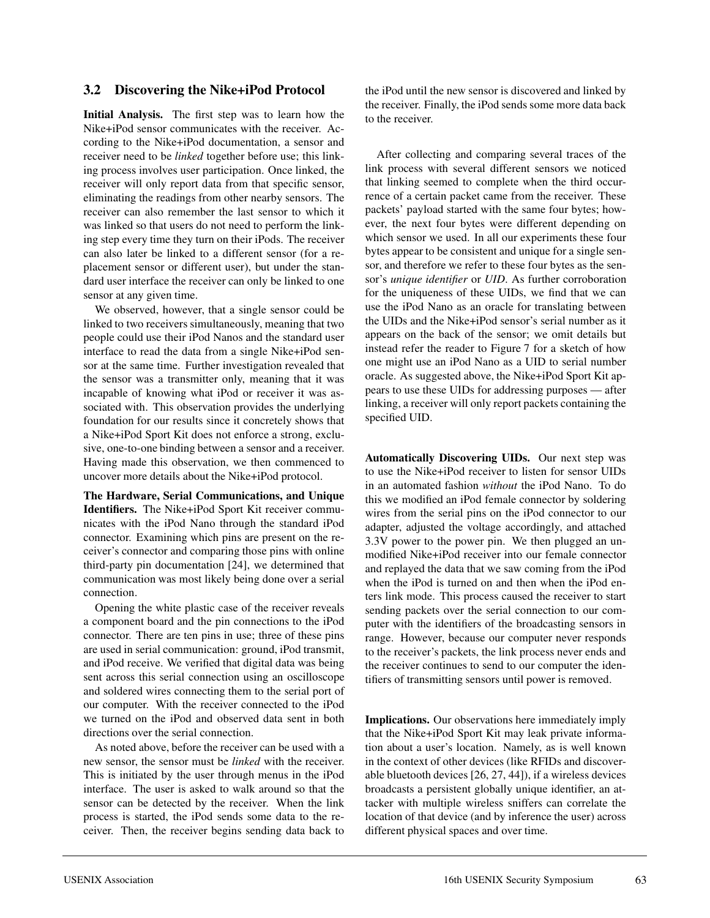### 3.2 Discovering the Nike+iPod Protocol

**Initial Analysis.** The first step was to learn how the Nike+iPod sensor communicates with the receiver. According to the Nike+iPod documentation, a sensor and receiver need to be *linked* together before use; this linking process involves user participation. Once linked, the receiver will only report data from that specific sensor, eliminating the readings from other nearby sensors. The receiver can also remember the last sensor to which it was linked so that users do not need to perform the linking step every time they turn on their iPods. The receiver can also later be linked to a different sensor (for a replacement sensor or different user), but under the standard user interface the receiver can only be linked to one sensor at any given time.

We observed, however, that a single sensor could be linked to two receivers simultaneously, meaning that two people could use their iPod Nanos and the standard user interface to read the data from a single Nike+iPod sensor at the same time. Further investigation revealed that the sensor was a transmitter only, meaning that it was incapable of knowing what iPod or receiver it was associated with. This observation provides the underlying foundation for our results since it concretely shows that a Nike+iPod Sport Kit does not enforce a strong, exclusive, one-to-one binding between a sensor and a receiver. Having made this observation, we then commenced to uncover more details about the Nike+iPod protocol.

**The Hardware, Serial Communications, and Unique Identifiers.** The Nike+iPod Sport Kit receiver communicates with the iPod Nano through the standard iPod connector. Examining which pins are present on the receiver's connector and comparing those pins with online third-party pin documentation [24], we determined that communication was most likely being done over a serial connection.

Opening the white plastic case of the receiver reveals a component board and the pin connections to the iPod connector. There are ten pins in use; three of these pins are used in serial communication: ground, iPod transmit, and iPod receive. We verified that digital data was being sent across this serial connection using an oscilloscope and soldered wires connecting them to the serial port of our computer. With the receiver connected to the iPod we turned on the iPod and observed data sent in both directions over the serial connection.

As noted above, before the receiver can be used with a new sensor, the sensor must be *linked* with the receiver. This is initiated by the user through menus in the iPod interface. The user is asked to walk around so that the sensor can be detected by the receiver. When the link process is started, the iPod sends some data to the receiver. Then, the receiver begins sending data back to the iPod until the new sensor is discovered and linked by the receiver. Finally, the iPod sends some more data back to the receiver.

After collecting and comparing several traces of the link process with several different sensors we noticed that linking seemed to complete when the third occurrence of a certain packet came from the receiver. These packets' payload started with the same four bytes; however, the next four bytes were different depending on which sensor we used. In all our experiments these four bytes appear to be consistent and unique for a single sensor, and therefore we refer to these four bytes as the sensor's *unique identifier* or *UID*. As further corroboration for the uniqueness of these UIDs, we find that we can use the iPod Nano as an oracle for translating between the UIDs and the Nike+iPod sensor's serial number as it appears on the back of the sensor; we omit details but instead refer the reader to Figure 7 for a sketch of how one might use an iPod Nano as a UID to serial number oracle. As suggested above, the Nike+iPod Sport Kit appears to use these UIDs for addressing purposes — after linking, a receiver will only report packets containing the specified UID.

**Automatically Discovering UIDs.** Our next step was to use the Nike+iPod receiver to listen for sensor UIDs in an automated fashion *without* the iPod Nano. To do this we modified an iPod female connector by soldering wires from the serial pins on the iPod connector to our adapter, adjusted the voltage accordingly, and attached 3.3V power to the power pin. We then plugged an unmodified Nike+iPod receiver into our female connector and replayed the data that we saw coming from the iPod when the iPod is turned on and then when the iPod enters link mode. This process caused the receiver to start sending packets over the serial connection to our computer with the identifiers of the broadcasting sensors in range. However, because our computer never responds to the receiver's packets, the link process never ends and the receiver continues to send to our computer the identifiers of transmitting sensors until power is removed.

**Implications.** Our observations here immediately imply that the Nike+iPod Sport Kit may leak private information about a user's location. Namely, as is well known in the context of other devices (like RFIDs and discoverable bluetooth devices [26, 27, 44]), if a wireless devices broadcasts a persistent globally unique identifier, an attacker with multiple wireless sniffers can correlate the location of that device (and by inference the user) across different physical spaces and over time.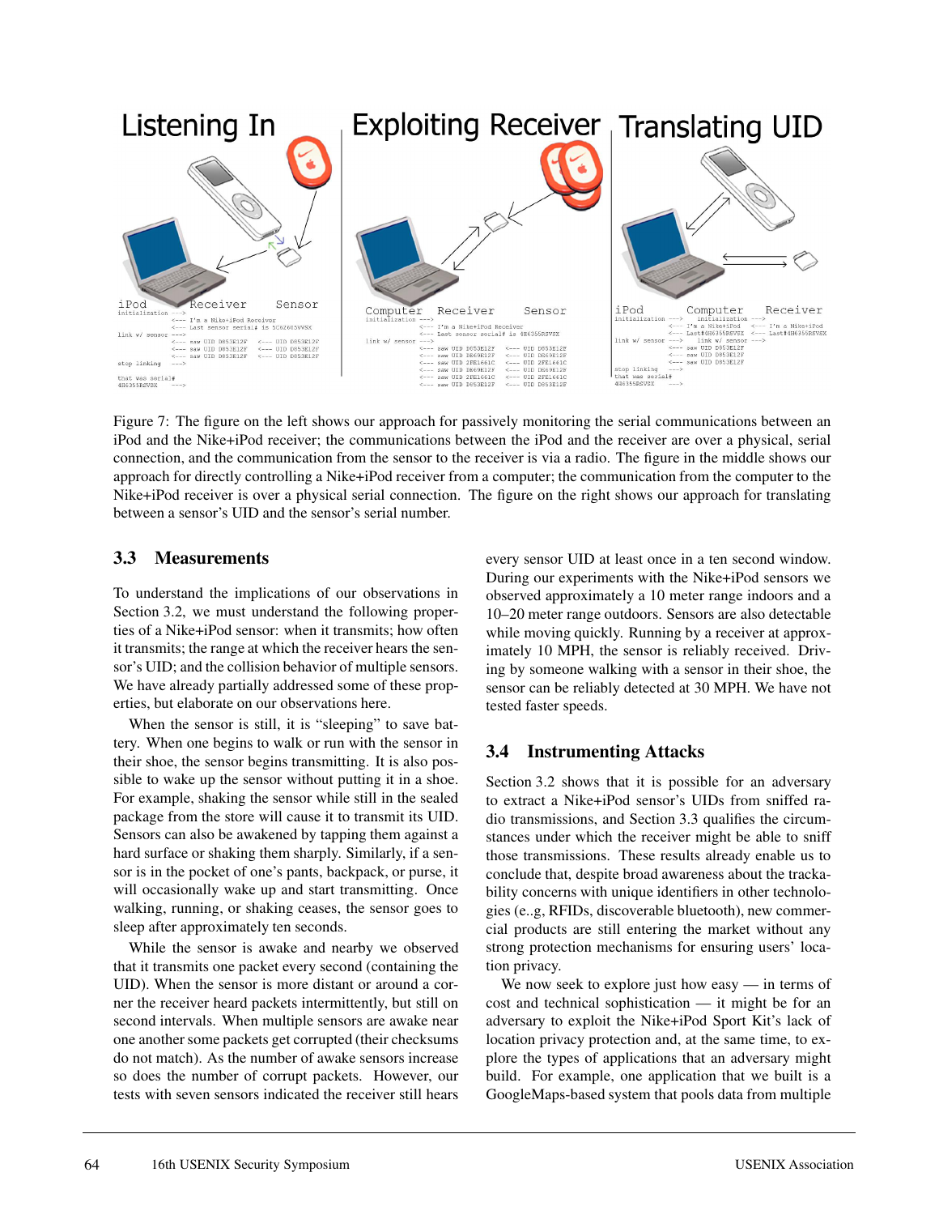Figure 7: The figure on the left shows our approach for passively monitoring the serial communications between an iPod and the Nike+iPod receiver; the communications between the iPod and the receiver are over a physical, serial connection, and the communication from the sensor to the receiver is via a radio. The figure in the middle shows our approach for directly controlling a Nike+iPod receiver from a computer; the communication from the computer to the Nike+iPod receiver is over a physical serial connection. The figure on the right shows our approach for translating between a sensor's UID and the sensor's serial number.

### 3.3 Measurements

To understand the implications of our observations in Section 3.2, we must understand the following properties of a Nike+iPod sensor: when it transmits; how often it transmits; the range at which the receiver hears the sensor's UID; and the collision behavior of multiple sensors. We have already partially addressed some of these properties, but elaborate on our observations here.

When the sensor is still, it is "sleeping" to save battery. When one begins to walk or run with the sensor in their shoe, the sensor begins transmitting. It is also possible to wake up the sensor without putting it in a shoe. For example, shaking the sensor while still in the sealed package from the store will cause it to transmit its UID. Sensors can also be awakened by tapping them against a hard surface or shaking them sharply. Similarly, if a sensor is in the pocket of one's pants, backpack, or purse, it will occasionally wake up and start transmitting. Once walking, running, or shaking ceases, the sensor goes to sleep after approximately ten seconds.

While the sensor is awake and nearby we observed that it transmits one packet every second (containing the UID). When the sensor is more distant or around a corner the receiver heard packets intermittently, but still on second intervals. When multiple sensors are awake near one another some packets get corrupted (their checksums do not match). As the number of awake sensors increase so does the number of corrupt packets. However, our tests with seven sensors indicated the receiver still hears every sensor UID at least once in a ten second window. During our experiments with the Nike+iPod sensors we observed approximately a 10 meter range indoors and a 10–20 meter range outdoors. Sensors are also detectable while moving quickly. Running by a receiver at approximately 10 MPH, the sensor is reliably received. Driving by someone walking with a sensor in their shoe, the sensor can be reliably detected at 30 MPH. We have not tested faster speeds.

### 3.4 Instrumenting Attacks

Section 3.2 shows that it is possible for an adversary to extract a Nike+iPod sensor's UIDs from sniffed radio transmissions, and Section 3.3 qualifies the circumstances under which the receiver might be able to sniff those transmissions. These results already enable us to conclude that, despite broad awareness about the trackability concerns with unique identifiers in other technologies (e.g,, RFIDs, discoverable bluetooth), new commercial products are still entering the market without any strong protection mechanisms for ensuring users' location privacy.

We now seek to explore just how easy — in terms of cost and technical sophistication — it might be for an adversary to exploit the Nike+iPod Sport Kit's lack of location privacy protection and, at the same time, to explore the types of applications that an adversary might build. For example, one application that we built is a GoogleMaps-based system that pools data from multiple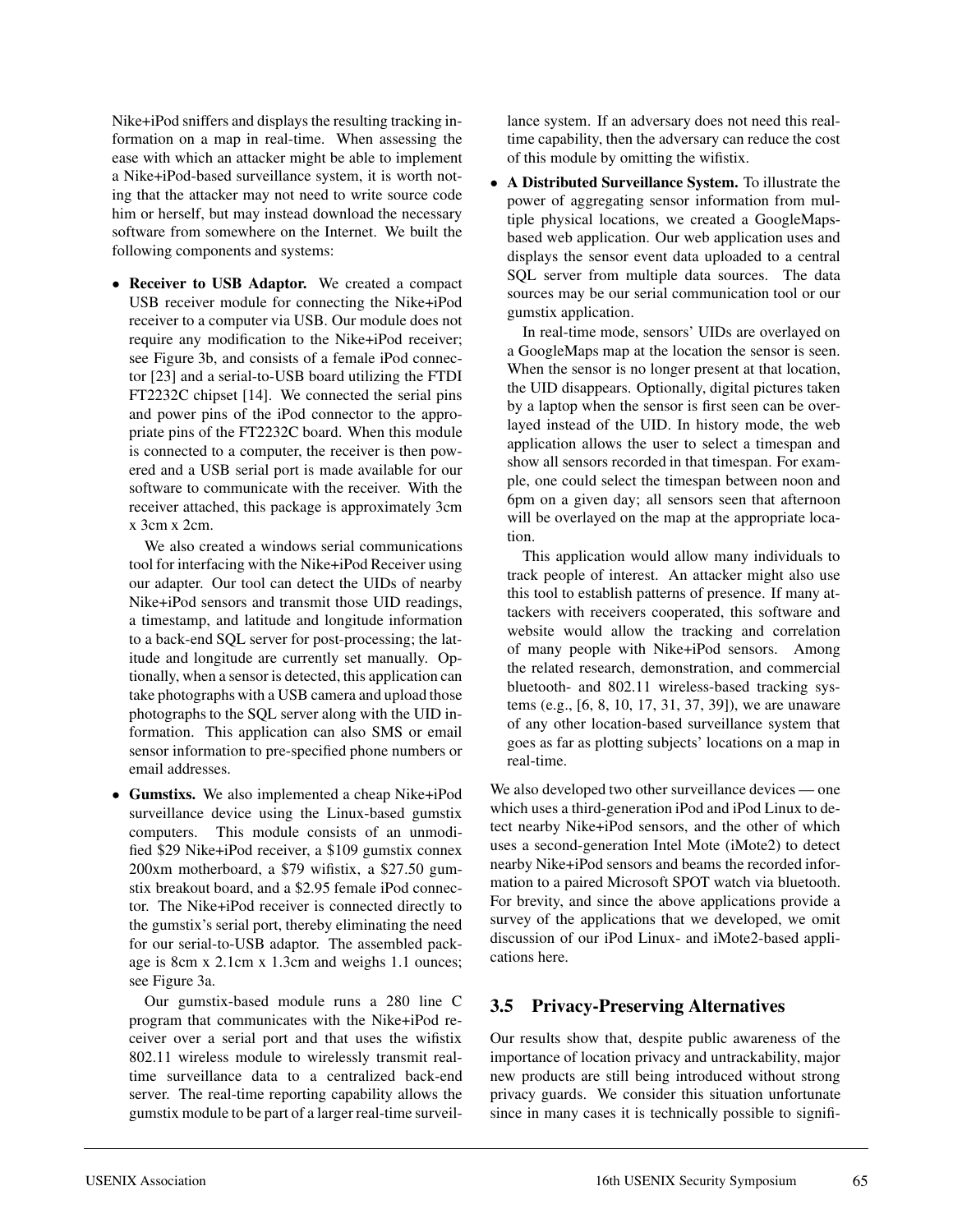Nike+iPod sniffers and displays the resulting tracking information on a map in real-time. When assessing the ease with which an attacker might be able to implement a Nike+iPod-based surveillance system, it is worth noting that the attacker may not need to write source code him or herself, but may instead download the necessary software from somewhere on the Internet. We built the following components and systems:

- **Receiver to USB Adaptor.** We created a compact USB receiver module for connecting the Nike+iPod receiver to a computer via USB. Our module does not require any modification to the Nike+iPod receiver; see Figure 3b, and consists of a female iPod connector [23] and a serial-to-USB board utilizing the FTDI FT2232C chipset [14]. We connected the serial pins and power pins of the iPod connector to the appropriate pins of the FT2232C board. When this module is connected to a computer, the receiver is then powered and a USB serial port is made available for our software to communicate with the receiver. With the receiver attached, this package is approximately 3cm x 3cm x 2cm.

  We also created a windows serial communications tool for interfacing with the Nike+iPod Receiver using our adapter. Our tool can detect the UIDs of nearby Nike+iPod sensors and transmit those UID readings, a timestamp, and latitude and longitude information to a back-end SQL server for post-processing; the latitude and longitude are currently set manually. Optionally, when a sensor is detected, this application can take photographs with a USB camera and upload those photographs to the SQL server along with the UID information. This application can also SMS or email sensor information to pre-specified phone numbers or email addresses.

- **Gumstixs.** We also implemented a cheap Nike+iPod surveillance device using the Linux-based gumstix computers. This module consists of an unmodified $29 Nike+iPod receiver, a $109 gumstix connex 200xm motherboard, a $79 wifistix, a $27.50 gumstix breakout board, and a $2.95 female iPod connector. The Nike+iPod receiver is connected directly to the gumstix's serial port, thereby eliminating the need for our serial-to-USB adaptor. The assembled package is 8cm x 2.1cm x 1.3cm and weighs 1.1 ounces; see Figure 3a.

  Our gumstix-based module runs a 280 line C program that communicates with the Nike+iPod receiver over a serial port and that uses the wifistix 802.11 wireless module to wirelessly transmit real-time surveillance data to a centralized back-end server. The real-time reporting capability allows the gumstix module to be part of a larger real-time surveillance system. If an adversary does not need this real-time capability, then the adversary can reduce the cost of this module by omitting the wifistix.

- **A Distributed Surveillance System.** To illustrate the power of aggregating sensor information from multiple physical locations, we created a GoogleMaps-based web application. Our web application uses and displays the sensor event data uploaded to a central SQL server from multiple data sources. The data sources may be our serial communication tool or our gumstix application.

  In real-time mode, sensors' UIDs are overlayed on a GoogleMaps map at the location the sensor is seen. When the sensor is no longer present at that location, the UID disappears. Optionally, digital pictures taken by a laptop when the sensor is first seen can be overlayed instead of the UID. In history mode, the web application allows the user to select a timespan and show all sensors recorded in that timespan. For example, one could select the timespan between noon and 6pm on a given day; all sensors seen that afternoon will be overlayed on the map at the appropriate location.

  This application would allow many individuals to track people of interest. An attacker might also use this tool to establish patterns of presence. If many attackers with receivers cooperated, this software and website would allow the tracking and correlation of many people with Nike+iPod sensors. Among the related research, demonstration, and commercial bluetooth- and 802.11 wireless-based tracking systems (e.g., [6, 8, 10, 17, 31, 37, 39]), we are unaware of any other location-based surveillance system that goes as far as plotting subjects' locations on a map in real-time.

We also developed two other surveillance devices — one which uses a third-generation iPod and iPod Linux to detect nearby Nike+iPod sensors, and the other of which uses a second-generation Intel Mote (iMote2) to detect nearby Nike+iPod sensors and beams the recorded information to a paired Microsoft SPOT watch via bluetooth. For brevity, and since the above applications provide a survey of the applications that we developed, we omit discussion of our iPod Linux- and iMote2-based applications here.

### 3.5 Privacy-Preserving Alternatives

Our results show that, despite public awareness of the importance of location privacy and untrackability, major new products are still being introduced without strong privacy guards. We consider this situation unfortunate since in many cases it is technically possible to signifi-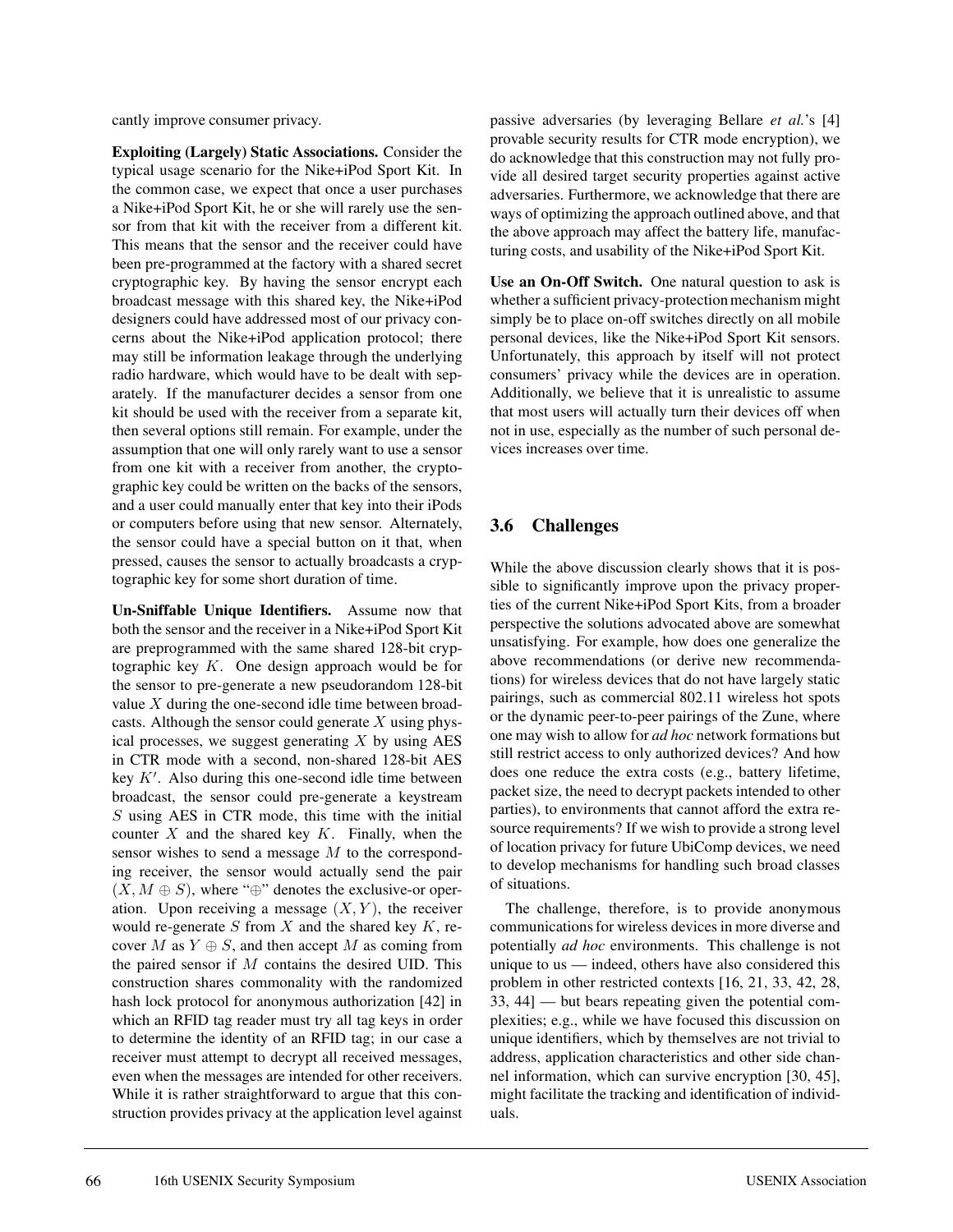cantly improve consumer privacy.

**Exploiting (Largely) Static Associations.** Consider the typical usage scenario for the Nike+iPod Sport Kit. In the common case, we expect that once a user purchases a Nike+iPod Sport Kit, he or she will rarely use the sensor from that kit with the receiver from a different kit. This means that the sensor and the receiver could have been pre-programmed at the factory with a shared secret cryptographic key. By having the sensor encrypt each broadcast message with this shared key, the Nike+iPod designers could have addressed most of our privacy concerns about the Nike+iPod application protocol; there may still be information leakage through the underlying radio hardware, which would have to be dealt with separately. If the manufacturer decides a sensor from one kit should be used with the receiver from a separate kit, then several options still remain. For example, under the assumption that one will only rarely want to use a sensor from one kit with a receiver from another, the cryptographic key could be written on the backs of the sensors, and a user could manually enter that key into their iPods or computers before using that new sensor. Alternately, the sensor could have a special button on it that, when pressed, causes the sensor to actually broadcasts a cryptographic key for some short duration of time.

**Un-Sniffable Unique Identifiers.** Assume now that both the sensor and the receiver in a Nike+iPod Sport Kit are preprogrammed with the same shared 128-bit cryptographic key $K$. One design approach would be for the sensor to pre-generate a new pseudorandom 128-bit value $X$ during the one-second idle time between broadcasts. Although the sensor could generate $X$ using physical processes, we suggest generating $X$ by using AES in CTR mode with a second, non-shared 128-bit AES key $K'$. Also during this one-second idle time between broadcast, the sensor could pre-generate a keystream $S$ using AES in CTR mode, this time with the initial counter $X$ and the shared key $K$. Finally, when the sensor wishes to send a message $M$ to the corresponding receiver, the sensor would actually send the pair $(X, M \oplus S)$, where "$\oplus$" denotes the exclusive-or operation. Upon receiving a message $(X, Y)$, the receiver would re-generate $S$ from $X$ and the shared key $K$, recover $M$ as $Y \oplus S$, and then accept $M$ as coming from the paired sensor if $M$ contains the desired UID. This construction shares commonality with the randomized hash lock protocol for anonymous authorization [42] in which an RFID tag reader must try all tag keys in order to determine the identity of an RFID tag; in our case a receiver must attempt to decrypt all received messages, even when the messages are intended for other receivers. While it is rather straightforward to argue that this construction provides privacy at the application level against passive adversaries (by leveraging Bellare *et al.*'s [4] provable security results for CTR mode encryption), we do acknowledge that this construction may not fully provide all desired target security properties against active adversaries. Furthermore, we acknowledge that there are ways of optimizing the approach outlined above, and that the above approach may affect the battery life, manufacturing costs, and usability of the Nike+iPod Sport Kit.

**Use an On-Off Switch.** One natural question to ask is whether a sufficient privacy-protection mechanism might simply be to place on-off switches directly on all mobile personal devices, like the Nike+iPod Sport Kit sensors. Unfortunately, this approach by itself will not protect consumers' privacy while the devices are in operation. Additionally, we believe that it is unrealistic to assume that most users will actually turn their devices off when not in use, especially as the number of such personal devices increases over time.

## 3.6 Challenges

While the above discussion clearly shows that it is possible to significantly improve upon the privacy properties of the current Nike+iPod Sport Kits, from a broader perspective the solutions advocated above are somewhat unsatisfying. For example, how does one generalize the above recommendations (or derive new recommendations) for wireless devices that do not have largely static pairings, such as commercial 802.11 wireless hot spots or the dynamic peer-to-peer pairings of the Zune, where one may wish to allow for *ad hoc* network formations but still restrict access to only authorized devices? And how does one reduce the extra costs (e.g., battery lifetime, packet size, the need to decrypt packets intended to other parties), to environments that cannot afford the extra resource requirements? If we wish to provide a strong level of location privacy for future UbiComp devices, we need to develop mechanisms for handling such broad classes of situations.

The challenge, therefore, is to provide anonymous communications for wireless devices in more diverse and potentially *ad hoc* environments. This challenge is not unique to us — indeed, others have also considered this problem in other restricted contexts [16, 21, 33, 42, 28, 33, 44] — but bears repeating given the potential complexities; e.g., while we have focused this discussion on unique identifiers, which by themselves are not trivial to address, application characteristics and other side channel information, which can survive encryption [30, 45], might facilitate the tracking and identification of individuals.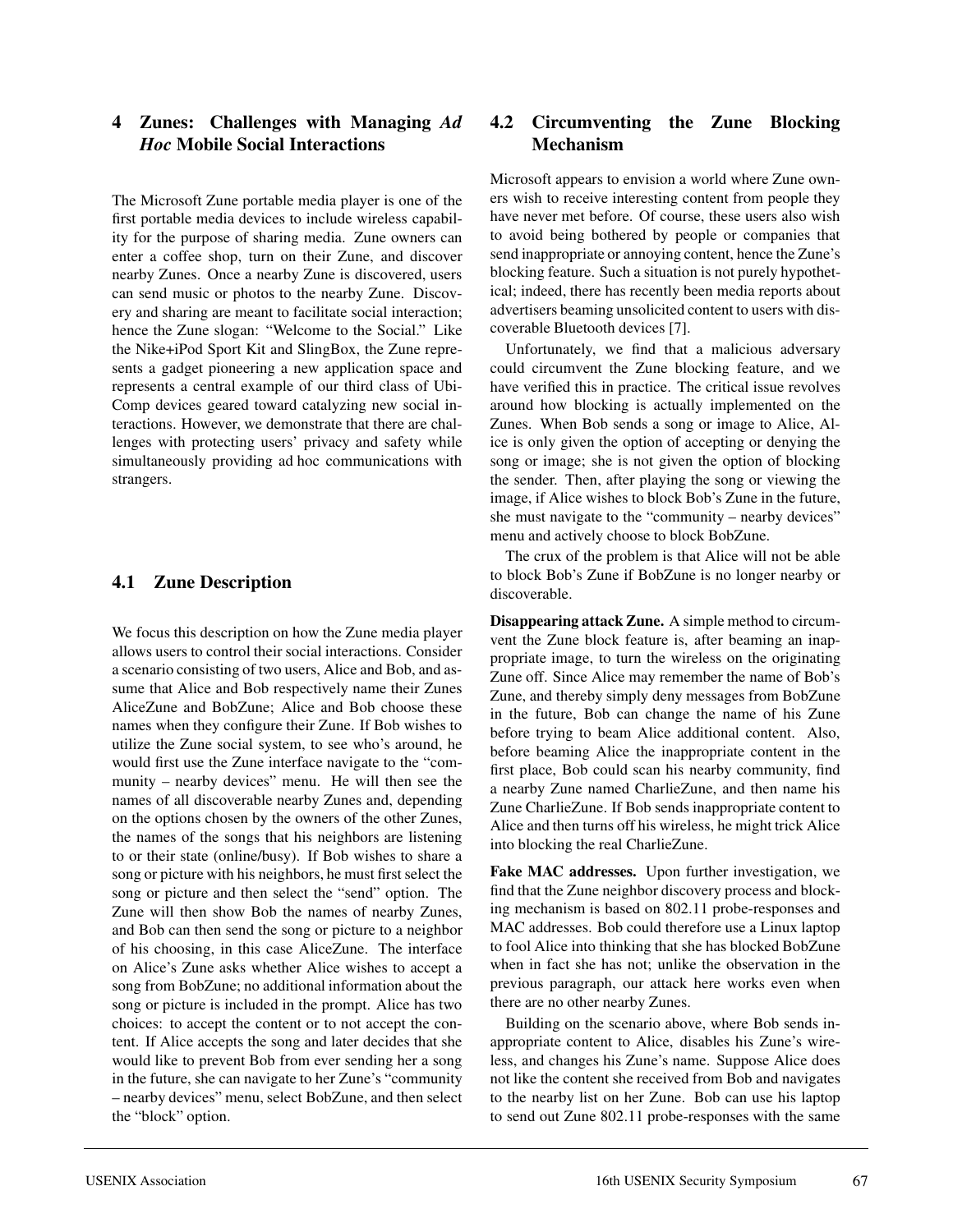## 4 Zunes: Challenges with Managing *Ad Hoc* Mobile Social Interactions

The Microsoft Zune portable media player is one of the first portable media devices to include wireless capability for the purpose of sharing media. Zune owners can enter a coffee shop, turn on their Zune, and discover nearby Zunes. Once a nearby Zune is discovered, users can send music or photos to the nearby Zune. Discovery and sharing are meant to facilitate social interaction; hence the Zune slogan: "Welcome to the Social." Like the Nike+iPod Sport Kit and SlingBox, the Zune represents a gadget pioneering a new application space and represents a central example of our third class of UbiComp devices geared toward catalyzing new social interactions. However, we demonstrate that there are challenges with protecting users' privacy and safety while simultaneously providing ad hoc communications with strangers.

### 4.1 Zune Description

We focus this description on how the Zune media player allows users to control their social interactions. Consider a scenario consisting of two users, Alice and Bob, and assume that Alice and Bob respectively name their Zunes AliceZune and BobZune; Alice and Bob choose these names when they configure their Zune. If Bob wishes to utilize the Zune social system, to see who's around, he would first use the Zune interface navigate to the "community – nearby devices" menu. He will then see the names of all discoverable nearby Zunes and, depending on the options chosen by the owners of the other Zunes, the names of the songs that his neighbors are listening to or their state (online/busy). If Bob wishes to share a song or picture with his neighbors, he must first select the song or picture and then select the "send" option. The Zune will then show Bob the names of nearby Zunes, and Bob can then send the song or picture to a neighbor of his choosing, in this case AliceZune. The interface on Alice's Zune asks whether Alice wishes to accept a song from BobZune; no additional information about the song or picture is included in the prompt. Alice has two choices: to accept the content or to not accept the content. If Alice accepts the song and later decides that she would like to prevent Bob from ever sending her a song in the future, she can navigate to her Zune's "community – nearby devices" menu, select BobZune, and then select the "block" option.

### 4.2 Circumventing the Zune Blocking Mechanism

Microsoft appears to envision a world where Zune owners wish to receive interesting content from people they have never met before. Of course, these users also wish to avoid being bothered by people or companies that send inappropriate or annoying content, hence the Zune's blocking feature. Such a situation is not purely hypothetical; indeed, there has recently been media reports about advertisers beaming unsolicited content to users with discoverable Bluetooth devices [7].

Unfortunately, we find that a malicious adversary could circumvent the Zune blocking feature, and we have verified this in practice. The critical issue revolves around how blocking is actually implemented on the Zunes. When Bob sends a song or image to Alice, Alice is only given the option of accepting or denying the song or image; she is not given the option of blocking the sender. Then, after playing the song or viewing the image, if Alice wishes to block Bob's Zune in the future, she must navigate to the "community – nearby devices" menu and actively choose to block BobZune.

The crux of the problem is that Alice will not be able to block Bob's Zune if BobZune is no longer nearby or discoverable.

**Disappearing attack Zune.** A simple method to circumvent the Zune block feature is, after beaming an inappropriate image, to turn the wireless on the originating Zune off. Since Alice may remember the name of Bob's Zune, and thereby simply deny messages from BobZune in the future, Bob can change the name of his Zune before trying to beam Alice additional content. Also, before beaming Alice the inappropriate content in the first place, Bob could scan his nearby community, find a nearby Zune named CharlieZune, and then name his Zune CharlieZune. If Bob sends inappropriate content to Alice and then turns off his wireless, he might trick Alice into blocking the real CharlieZune.

**Fake MAC addresses.** Upon further investigation, we find that the Zune neighbor discovery process and blocking mechanism is based on 802.11 probe-responses and MAC addresses. Bob could therefore use a Linux laptop to fool Alice into thinking that she has blocked BobZune when in fact she has not; unlike the observation in the previous paragraph, our attack here works even when there are no other nearby Zunes.

Building on the scenario above, where Bob sends inappropriate content to Alice, disables his Zune's wireless, and changes his Zune's name. Suppose Alice does not like the content she received from Bob and navigates to the nearby list on her Zune. Bob can use his laptop to send out Zune 802.11 probe-responses with the same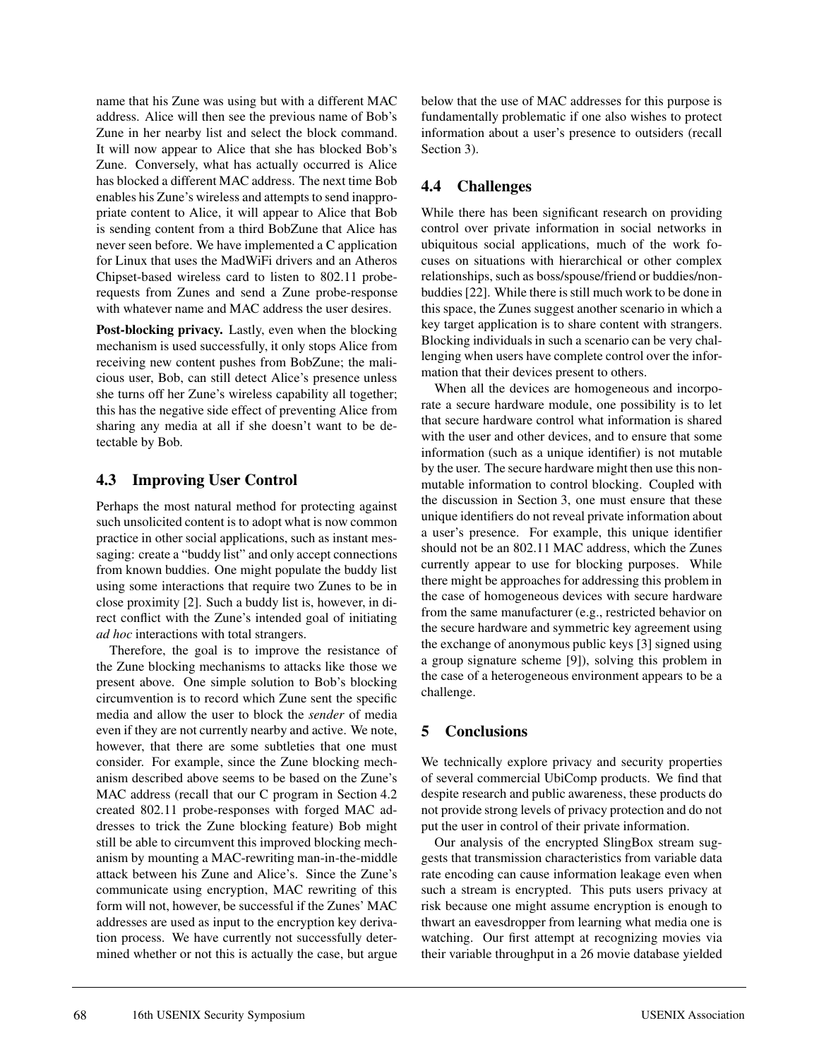name that his Zune was using but with a different MAC address. Alice will then see the previous name of Bob's Zune in her nearby list and select the block command. It will now appear to Alice that she has blocked Bob's Zune. Conversely, what has actually occurred is Alice has blocked a different MAC address. The next time Bob enables his Zune's wireless and attempts to send inappropriate content to Alice, it will appear to Alice that Bob is sending content from a third BobZune that Alice has never seen before. We have implemented a C application for Linux that uses the MadWiFi drivers and an Atheros Chipset-based wireless card to listen to 802.11 probe-requests from Zunes and send a Zune probe-response with whatever name and MAC address the user desires.

**Post-blocking privacy.** Lastly, even when the blocking mechanism is used successfully, it only stops Alice from receiving new content pushes from BobZune; the malicious user, Bob, can still detect Alice's presence unless she turns off her Zune's wireless capability all together; this has the negative side effect of preventing Alice from sharing any media at all if she doesn't want to be detectable by Bob.

### 4.3 Improving User Control

Perhaps the most natural method for protecting against such unsolicited content is to adopt what is now common practice in other social applications, such as instant messaging: create a "buddy list" and only accept connections from known buddies. One might populate the buddy list using some interactions that require two Zunes to be in close proximity [2]. Such a buddy list is, however, in direct conflict with the Zune's intended goal of initiating *ad hoc* interactions with total strangers.

Therefore, the goal is to improve the resistance of the Zune blocking mechanisms to attacks like those we present above. One simple solution to Bob's blocking circumvention is to record which Zune sent the specific media and allow the user to block the *sender* of media even if they are not currently nearby and active. We note, however, that there are some subtleties that one must consider. For example, since the Zune blocking mechanism described above seems to be based on the Zune's MAC address (recall that our C program in Section 4.2 created 802.11 probe-responses with forged MAC addresses to trick the Zune blocking feature) Bob might still be able to circumvent this improved blocking mechanism by mounting a MAC-rewriting man-in-the-middle attack between his Zune and Alice's. Since the Zune's communicate using encryption, MAC rewriting of this form will not, however, be successful if the Zunes' MAC addresses are used as input to the encryption key derivation process. We have currently not successfully determined whether or not this is actually the case, but argue below that the use of MAC addresses for this purpose is fundamentally problematic if one also wishes to protect information about a user's presence to outsiders (recall Section 3).

### 4.4 Challenges

While there has been significant research on providing control over private information in social networks in ubiquitous social applications, much of the work focuses on situations with hierarchical or other complex relationships, such as boss/spouse/friend or buddies/non-buddies [22]. While there is still much work to be done in this space, the Zunes suggest another scenario in which a key target application is to share content with strangers. Blocking individuals in such a scenario can be very challenging when users have complete control over the information that their devices present to others.

When all the devices are homogeneous and incorporate a secure hardware module, one possibility is to let that secure hardware control what information is shared with the user and other devices, and to ensure that some information (such as a unique identifier) is not mutable by the user. The secure hardware might then use this non-mutable information to control blocking. Coupled with the discussion in Section 3, one must ensure that these unique identifiers do not reveal private information about a user's presence. For example, this unique identifier should not be an 802.11 MAC address, which the Zunes currently appear to use for blocking purposes. While there might be approaches for addressing this problem in the case of homogeneous devices with secure hardware from the same manufacturer (e.g., restricted behavior on the secure hardware and symmetric key agreement using the exchange of anonymous public keys [3] signed using a group signature scheme [9]), solving this problem in the case of a heterogeneous environment appears to be a challenge.

## 5 Conclusions

We technically explore privacy and security properties of several commercial UbiComp products. We find that despite research and public awareness, these products do not provide strong levels of privacy protection and do not put the user in control of their private information.

Our analysis of the encrypted SlingBox stream suggests that transmission characteristics from variable data rate encoding can cause information leakage even when such a stream is encrypted. This puts users privacy at risk because one might assume encryption is enough to thwart an eavesdropper from learning what media one is watching. Our first attempt at recognizing movies via their variable throughput in a 26 movie database yielded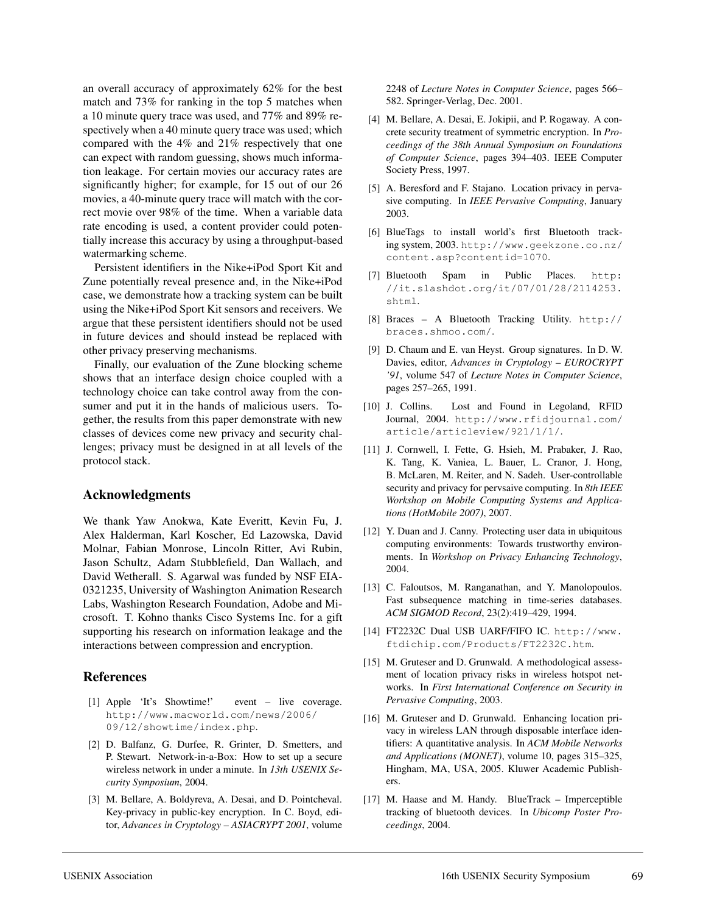an overall accuracy of approximately 62% for the best match and 73% for ranking in the top 5 matches when a 10 minute query trace was used, and 77% and 89% respectively when a 40 minute query trace was used; which compared with the 4% and 21% respectively that one can expect with random guessing, shows much information leakage. For certain movies our accuracy rates are significantly higher; for example, for 15 out of our 26 movies, a 40-minute query trace will match with the correct movie over 98% of the time. When a variable data rate encoding is used, a content provider could potentially increase this accuracy by using a throughput-based watermarking scheme.

Persistent identifiers in the Nike+iPod Sport Kit and Zune potentially reveal presence and, in the Nike+iPod case, we demonstrate how a tracking system can be built using the Nike+iPod Sport Kit sensors and receivers. We argue that these persistent identifiers should not be used in future devices and should instead be replaced with other privacy preserving mechanisms.

Finally, our evaluation of the Zune blocking scheme shows that an interface design choice coupled with a technology choice can take control away from the consumer and put it in the hands of malicious users. Together, the results from this paper demonstrate with new classes of devices come new privacy and security challenges; privacy must be designed in at all levels of the protocol stack.

## Acknowledgments

We thank Yaw Anokwa, Kate Everitt, Kevin Fu, J. Alex Halderman, Karl Koscher, Ed Lazowska, David Molnar, Fabian Monrose, Lincoln Ritter, Avi Rubin, Jason Schultz, Adam Stubblefield, Dan Wallach, and David Wetherall. S. Agarwal was funded by NSF EIA-0321235, University of Washington Animation Research Labs, Washington Research Foundation, Adobe and Microsoft. T. Kohno thanks Cisco Systems Inc. for a gift supporting his research on information leakage and the interactions between compression and encryption.

## References

[1] Apple 'It's Showtime!' event – live coverage. http://www.macworld.com/news/2006/09/12/showtime/index.php.

[2] D. Balfanz, G. Durfee, R. Grinter, D. Smetters, and P. Stewart. Network-in-a-Box: How to set up a secure wireless network in under a minute. In *13th USENIX Security Symposium*, 2004.

[3] M. Bellare, A. Boldyreva, A. Desai, and D. Pointcheval. Key-privacy in public-key encryption. In C. Boyd, editor, *Advances in Cryptology – ASIACRYPT 2001*, volume 2248 of *Lecture Notes in Computer Science*, pages 566–582. Springer-Verlag, Dec. 2001.

[4] M. Bellare, A. Desai, E. Jokipii, and P. Rogaway. A concrete security treatment of symmetric encryption. In *Proceedings of the 38th Annual Symposium on Foundations of Computer Science*, pages 394–403. IEEE Computer Society Press, 1997.

[5] A. Beresford and F. Stajano. Location privacy in pervasive computing. In *IEEE Pervasive Computing*, January 2003.

[6] BlueTags to install world's first Bluetooth tracking system, 2003. http://www.geekzone.co.nz/content.asp?contentid=1070.

[7] Bluetooth Spam in Public Places. http://it.slashdot.org/it/07/01/28/2114253.shtml.

[8] Braces – A Bluetooth Tracking Utility. http://braces.shmoo.com/.

[9] D. Chaum and E. van Heyst. Group signatures. In D. W. Davies, editor, *Advances in Cryptology – EUROCRYPT '91*, volume 547 of *Lecture Notes in Computer Science*, pages 257–265, 1991.

[10] J. Collins. Lost and Found in Legoland, RFID Journal, 2004. http://www.rfidjournal.com/article/articleview/921/1/1/.

[11] J. Cornwell, I. Fette, G. Hsieh, M. Prabaker, J. Rao, K. Tang, K. Vaniea, L. Bauer, L. Cranor, J. Hong, B. McLaren, M. Reiter, and N. Sadeh. User-controllable security and privacy for pervsaive computing. In *8th IEEE Workshop on Mobile Computing Systems and Applications (HotMobile 2007)*, 2007.

[12] Y. Duan and J. Canny. Protecting user data in ubiquitous computing environments: Towards trustworthy environments. In *Workshop on Privacy Enhancing Technology*, 2004.

[13] C. Faloutsos, M. Ranganathan, and Y. Manolopoulos. Fast subsequence matching in time-series databases. *ACM SIGMOD Record*, 23(2):419–429, 1994.

[14] FT2232C Dual USB UARF/FIFO IC. http://www.ftdichip.com/Products/FT2232C.htm.

[15] M. Gruteser and D. Grunwald. A methodological assessment of location privacy risks in wireless hotspot networks. In *First International Conference on Security in Pervasive Computing*, 2003.

[16] M. Gruteser and D. Grunwald. Enhancing location privacy in wireless LAN through disposable interface identifiers: A quantitative analysis. In *ACM Mobile Networks and Applications (MONET)*, volume 10, pages 315–325, Hingham, MA, USA, 2005. Kluwer Academic Publishers.

[17] M. Haase and M. Handy. BlueTrack – Imperceptible tracking of bluetooth devices. In *Ubicomp Poster Proceedings*, 2004.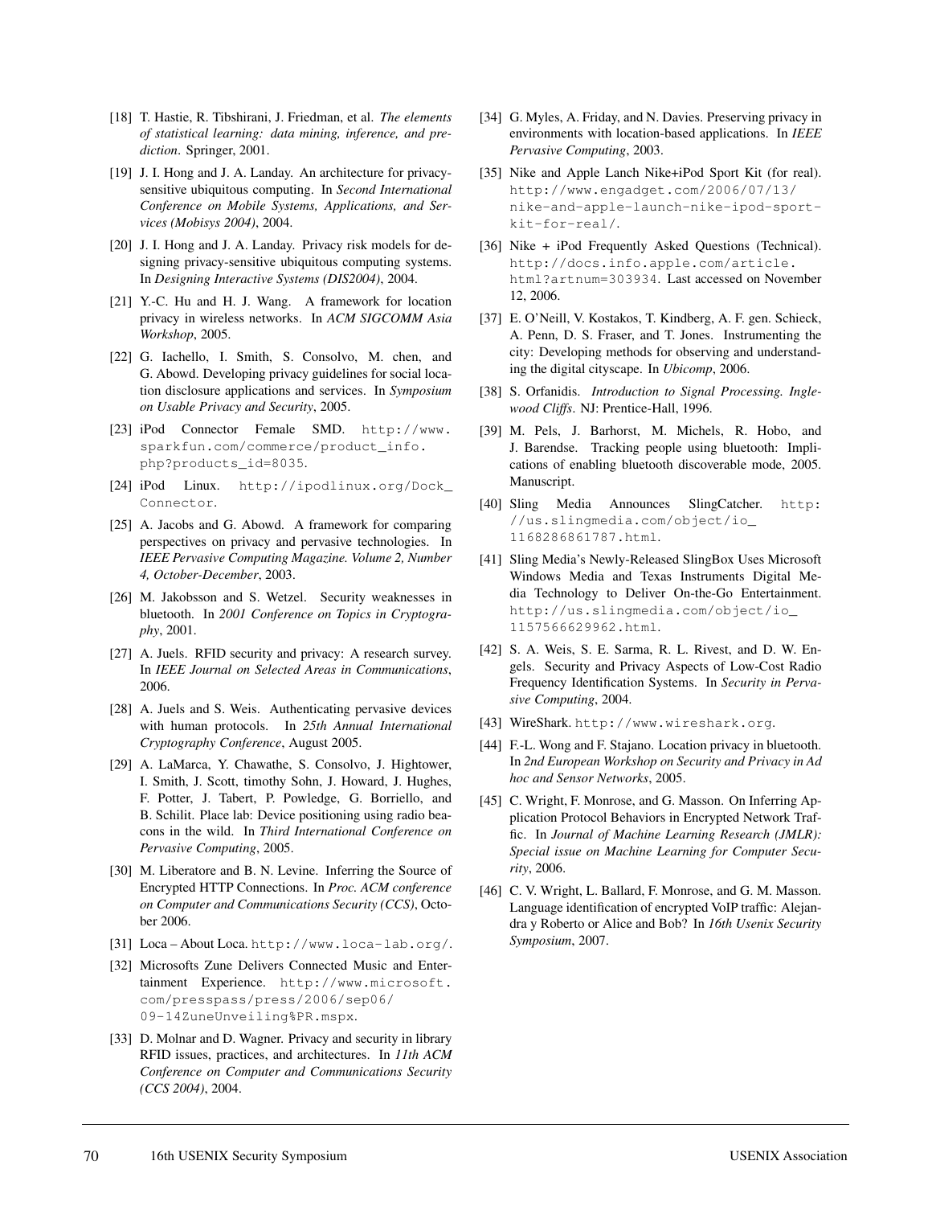[18] T. Hastie, R. Tibshirani, J. Friedman, et al. *The elements of statistical learning: data mining, inference, and prediction*. Springer, 2001.

[19] J. I. Hong and J. A. Landay. An architecture for privacy-sensitive ubiquitous computing. In *Second International Conference on Mobile Systems, Applications, and Services (Mobisys 2004)*, 2004.

[20] J. I. Hong and J. A. Landay. Privacy risk models for designing privacy-sensitive ubiquitous computing systems. In *Designing Interactive Systems (DIS2004)*, 2004.

[21] Y.-C. Hu and H. J. Wang. A framework for location privacy in wireless networks. In *ACM SIGCOMM Asia Workshop*, 2005.

[22] G. Iachello, I. Smith, S. Consolvo, M. chen, and G. Abowd. Developing privacy guidelines for social location disclosure applications and services. In *Symposium on Usable Privacy and Security*, 2005.

[23] iPod Connector Female SMD. http://www.sparkfun.com/commerce/product_info.php?products_id=8035.

[24] iPod Linux. http://ipodlinux.org/Dock_Connector.

[25] A. Jacobs and G. Abowd. A framework for comparing perspectives on privacy and pervasive technologies. In *IEEE Pervasive Computing Magazine. Volume 2, Number 4, October-December*, 2003.

[26] M. Jakobsson and S. Wetzel. Security weaknesses in bluetooth. In *2001 Conference on Topics in Cryptography*, 2001.

[27] A. Juels. RFID security and privacy: A research survey. In *IEEE Journal on Selected Areas in Communications*, 2006.

[28] A. Juels and S. Weis. Authenticating pervasive devices with human protocols. In *25th Annual International Cryptography Conference*, August 2005.

[29] A. LaMarca, Y. Chawathe, S. Consolvo, J. Hightower, I. Smith, J. Scott, timothy Sohn, J. Howard, J. Hughes, F. Potter, J. Tabert, P. Powledge, G. Borriello, and B. Schilit. Place lab: Device positioning using radio beacons in the wild. In *Third International Conference on Pervasive Computing*, 2005.

[30] M. Liberatore and B. N. Levine. Inferring the Source of Encrypted HTTP Connections. In *Proc. ACM conference on Computer and Communications Security (CCS)*, October 2006.

[31] Loca – About Loca. http://www.loca-lab.org/.

[32] Microsofts Zune Delivers Connected Music and Entertainment Experience. http://www.microsoft.com/presspass/press/2006/sep06/09-14ZuneUnveiling%PR.mspx.

[33] D. Molnar and D. Wagner. Privacy and security in library RFID issues, practices, and architectures. In *11th ACM Conference on Computer and Communications Security (CCS 2004)*, 2004.

[34] G. Myles, A. Friday, and N. Davies. Preserving privacy in environments with location-based applications. In *IEEE Pervasive Computing*, 2003.

[35] Nike and Apple Lanch Nike+iPod Sport Kit (for real). http://www.engadget.com/2006/07/13/nike-and-apple-launch-nike-ipod-sport-kit-for-real/.

[36] Nike + iPod Frequently Asked Questions (Technical). http://docs.info.apple.com/article.html?artnum=303934. Last accessed on November 12, 2006.

[37] E. O'Neill, V. Kostakos, T. Kindberg, A. F. gen. Schieck, A. Penn, D. S. Fraser, and T. Jones. Instrumenting the city: Developing methods for observing and understanding the digital cityscape. In *Ubicomp*, 2006.

[38] S. Orfanidis. *Introduction to Signal Processing. Inglewood Cliffs*. NJ: Prentice-Hall, 1996.

[39] M. Pels, J. Barhorst, M. Michels, R. Hobo, and J. Barendse. Tracking people using bluetooth: Implications of enabling bluetooth discoverable mode, 2005. Manuscript.

[40] Sling Media Announces SlingCatcher. http://us.slingmedia.com/object/io_1168286861787.html.

[41] Sling Media's Newly-Released SlingBox Uses Microsoft Windows Media and Texas Instruments Digital Media Technology to Deliver On-the-Go Entertainment. http://us.slingmedia.com/object/io_1157566629962.html.

[42] S. A. Weis, S. E. Sarma, R. L. Rivest, and D. W. Engels. Security and Privacy Aspects of Low-Cost Radio Frequency Identification Systems. In *Security in Pervasive Computing*, 2004.

[43] WireShark. http://www.wireshark.org.

[44] F.-L. Wong and F. Stajano. Location privacy in bluetooth. In *2nd European Workshop on Security and Privacy in Ad hoc and Sensor Networks*, 2005.

[45] C. Wright, F. Monrose, and G. Masson. On Inferring Application Protocol Behaviors in Encrypted Network Traffic. In *Journal of Machine Learning Research (JMLR): Special issue on Machine Learning for Computer Security*, 2006.

[46] C. V. Wright, L. Ballard, F. Monrose, and G. M. Masson. Language identification of encrypted VoIP traffic: Alejandra y Roberto or Alice and Bob? In *16th Usenix Security Symposium*, 2007.